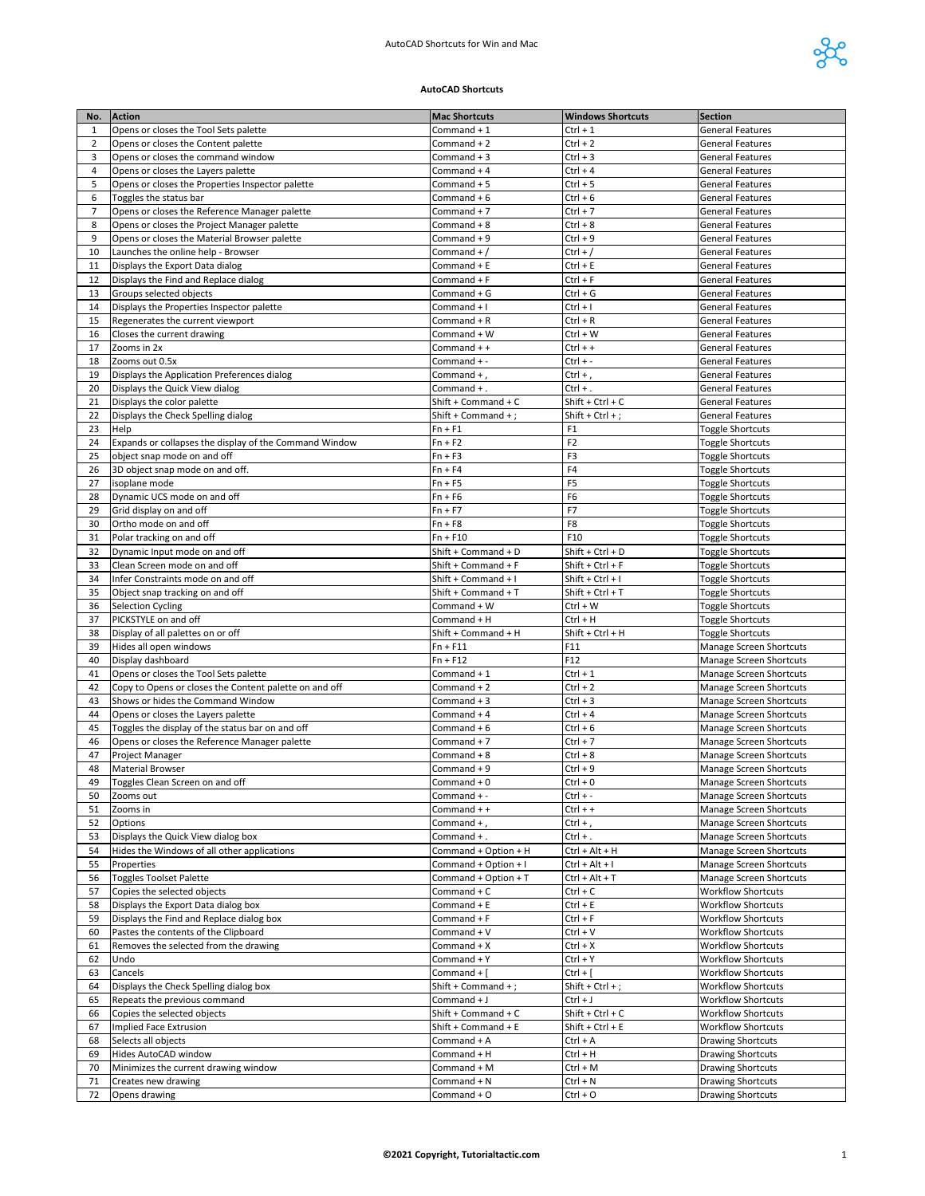## AutoCAD Shortcuts

| No. | Action | Mac Shortcuts | Windows Shortcuts | Section |
|---|---|---|---|---|
| 1 | Opens or closes the Tool Sets palette | Command + 1 | Ctrl + 1 | General Features |
| 2 | Opens or closes the Content palette | Command + 2 | Ctrl + 2 | General Features |
| 3 | Opens or closes the command window | Command + 3 | Ctrl + 3 | General Features |
| 4 | Opens or closes the Layers palette | Command + 4 | Ctrl + 4 | General Features |
| 5 | Opens or closes the Properties Inspector palette | Command + 5 | Ctrl + 5 | General Features |
| 6 | Toggles the status bar | Command + 6 | Ctrl + 6 | General Features |
| 7 | Opens or closes the Reference Manager palette | Command + 7 | Ctrl + 7 | General Features |
| 8 | Opens or closes the Project Manager palette | Command + 8 | Ctrl + 8 | General Features |
| 9 | Opens or closes the Material Browser palette | Command + 9 | Ctrl + 9 | General Features |
| 10 | Launches the online help - Browser | Command + / | Ctrl + / | General Features |
| 11 | Displays the Export Data dialog | Command + E | Ctrl + E | General Features |
| 12 | Displays the Find and Replace dialog | Command + F | Ctrl + F | General Features |
| 13 | Groups selected objects | Command + G | Ctrl + G | General Features |
| 14 | Displays the Properties Inspector palette | Command + I | Ctrl + I | General Features |
| 15 | Regenerates the current viewport | Command + R | Ctrl + R | General Features |
| 16 | Closes the current drawing | Command + W | Ctrl + W | General Features |
| 17 | Zooms in 2x | Command + + | Ctrl + + | General Features |
| 18 | Zooms out 0.5x | Command + - | Ctrl + - | General Features |
| 19 | Displays the Application Preferences dialog | Command + , | Ctrl + , | General Features |
| 20 | Displays the Quick View dialog | Command + . | Ctrl + . | General Features |
| 21 | Displays the color palette | Shift + Command + C | Shift + Ctrl + C | General Features |
| 22 | Displays the Check Spelling dialog | Shift + Command + ; | Shift + Ctrl + ; | General Features |
| 23 | Help | Fn + F1 | F1 | Toggle Shortcuts |
| 24 | Expands or collapses the display of the Command Window | Fn + F2 | F2 | Toggle Shortcuts |
| 25 | object snap mode on and off | Fn + F3 | F3 | Toggle Shortcuts |
| 26 | 3D object snap mode on and off. | Fn + F4 | F4 | Toggle Shortcuts |
| 27 | isoplane mode | Fn + F5 | F5 | Toggle Shortcuts |
| 28 | Dynamic UCS mode on and off | Fn + F6 | F6 | Toggle Shortcuts |
| 29 | Grid display on and off | Fn + F7 | F7 | Toggle Shortcuts |
| 30 | Ortho mode on and off | Fn + F8 | F8 | Toggle Shortcuts |
| 31 | Polar tracking on and off | Fn + F10 | F10 | Toggle Shortcuts |
| 32 | Dynamic Input mode on and off | Shift + Command + D | Shift + Ctrl + D | Toggle Shortcuts |
| 33 | Clean Screen mode on and off | Shift + Command + F | Shift + Ctrl + F | Toggle Shortcuts |
| 34 | Infer Constraints mode on and off | Shift + Command + I | Shift + Ctrl + I | Toggle Shortcuts |
| 35 | Object snap tracking on and off | Shift + Command + T | Shift + Ctrl + T | Toggle Shortcuts |
| 36 | Selection Cycling | Command + W | Ctrl + W | Toggle Shortcuts |
| 37 | PICKSTYLE on and off | Command + H | Ctrl + H | Toggle Shortcuts |
| 38 | Display of all palettes on or off | Shift + Command + H | Shift + Ctrl + H | Toggle Shortcuts |
| 39 | Hides all open windows | Fn + F11 | F11 | Manage Screen Shortcuts |
| 40 | Display dashboard | Fn + F12 | F12 | Manage Screen Shortcuts |
| 41 | Opens or closes the Tool Sets palette | Command + 1 | Ctrl + 1 | Manage Screen Shortcuts |
| 42 | Copy to Opens or closes the Content palette on and off | Command + 2 | Ctrl + 2 | Manage Screen Shortcuts |
| 43 | Shows or hides the Command Window | Command + 3 | Ctrl + 3 | Manage Screen Shortcuts |
| 44 | Opens or closes the Layers palette | Command + 4 | Ctrl + 4 | Manage Screen Shortcuts |
| 45 | Toggles the display of the status bar on and off | Command + 6 | Ctrl + 6 | Manage Screen Shortcuts |
| 46 | Opens or closes the Reference Manager palette | Command + 7 | Ctrl + 7 | Manage Screen Shortcuts |
| 47 | Project Manager | Command + 8 | Ctrl + 8 | Manage Screen Shortcuts |
| 48 | Material Browser | Command + 9 | Ctrl + 9 | Manage Screen Shortcuts |
| 49 | Toggles Clean Screen on and off | Command + 0 | Ctrl + 0 | Manage Screen Shortcuts |
| 50 | Zooms out | Command + - | Ctrl + - | Manage Screen Shortcuts |
| 51 | Zooms in | Command + + | Ctrl + + | Manage Screen Shortcuts |
| 52 | Options | Command + , | Ctrl + , | Manage Screen Shortcuts |
| 53 | Displays the Quick View dialog box | Command + . | Ctrl + . | Manage Screen Shortcuts |
| 54 | Hides the Windows of all other applications | Command + Option + H | Ctrl + Alt + H | Manage Screen Shortcuts |
| 55 | Properties | Command + Option + I | Ctrl + Alt + I | Manage Screen Shortcuts |
| 56 | Toggles Toolset Palette | Command + Option + T | Ctrl + Alt + T | Manage Screen Shortcuts |
| 57 | Copies the selected objects | Command + C | Ctrl + C | Workflow Shortcuts |
| 58 | Displays the Export Data dialog box | Command + E | Ctrl + E | Workflow Shortcuts |
| 59 | Displays the Find and Replace dialog box | Command + F | Ctrl + F | Workflow Shortcuts |
| 60 | Pastes the contents of the Clipboard | Command + V | Ctrl + V | Workflow Shortcuts |
| 61 | Removes the selected from the drawing | Command + X | Ctrl + X | Workflow Shortcuts |
| 62 | Undo | Command + Y | Ctrl + Y | Workflow Shortcuts |
| 63 | Cancels | Command + [ | Ctrl + [ | Workflow Shortcuts |
| 64 | Displays the Check Spelling dialog box | Shift + Command + ; | Shift + Ctrl + ; | Workflow Shortcuts |
| 65 | Repeats the previous command | Command + J | Ctrl + J | Workflow Shortcuts |
| 66 | Copies the selected objects | Shift + Command + C | Shift + Ctrl + C | Workflow Shortcuts |
| 67 | Implied Face Extrusion | Shift + Command + E | Shift + Ctrl + E | Workflow Shortcuts |
| 68 | Selects all objects | Command + A | Ctrl + A | Drawing Shortcuts |
| 69 | Hides AutoCAD window | Command + H | Ctrl + H | Drawing Shortcuts |
| 70 | Minimizes the current drawing window | Command + M | Ctrl + M | Drawing Shortcuts |
| 71 | Creates new drawing | Command + N | Ctrl + N | Drawing Shortcuts |
| 72 | Opens drawing | Command + O | Ctrl + O | Drawing Shortcuts |

**©2021 Copyright, Tutorialtactic.com**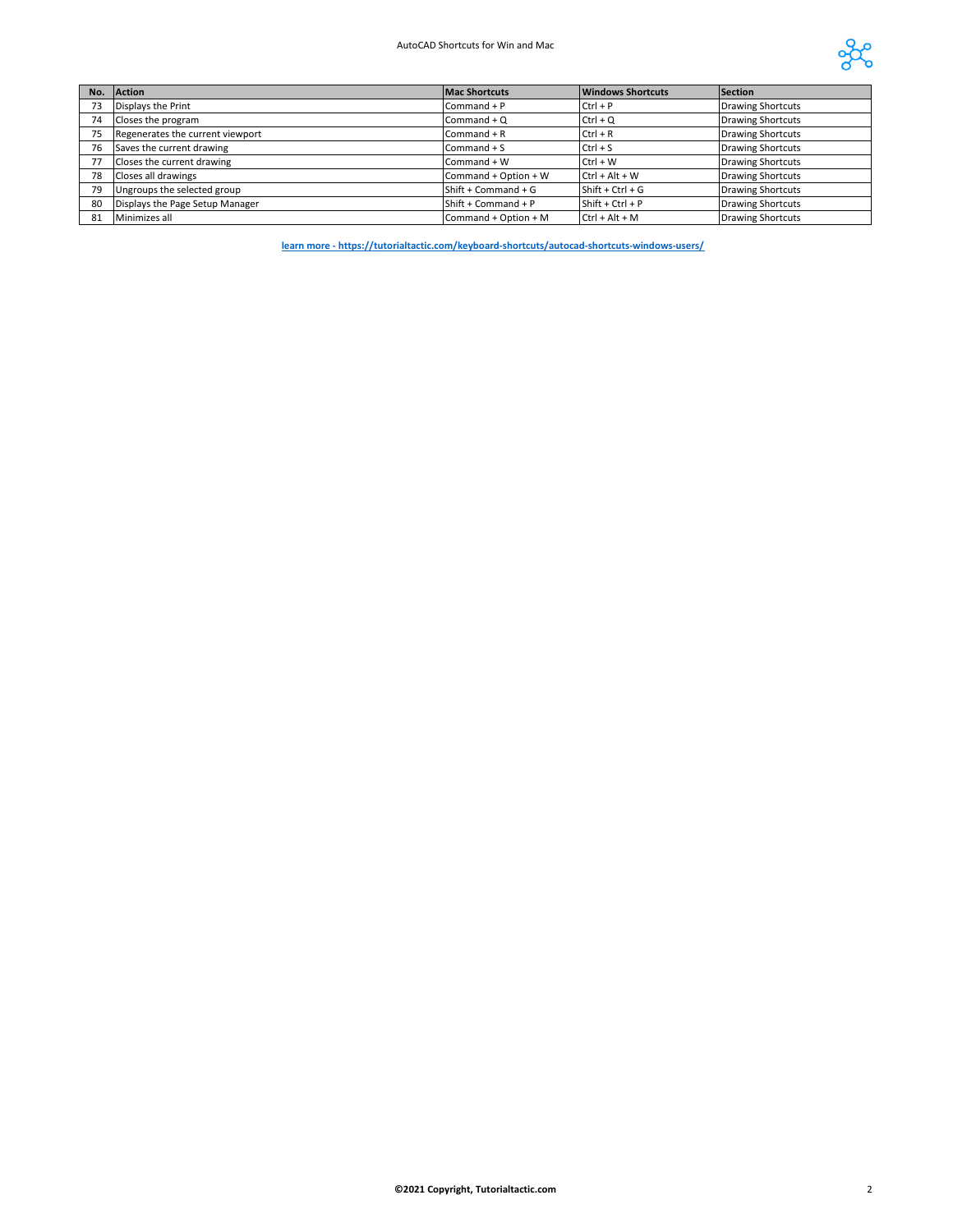| No. | Action | Mac Shortcuts | Windows Shortcuts | Section |
|---|---|---|---|---|
| 73 | Displays the Print | Command + P | Ctrl + P | Drawing Shortcuts |
| 74 | Closes the program | Command + Q | Ctrl + Q | Drawing Shortcuts |
| 75 | Regenerates the current viewport | Command + R | Ctrl + R | Drawing Shortcuts |
| 76 | Saves the current drawing | Command + S | Ctrl + S | Drawing Shortcuts |
| 77 | Closes the current drawing | Command + W | Ctrl + W | Drawing Shortcuts |
| 78 | Closes all drawings | Command + Option + W | Ctrl + Alt + W | Drawing Shortcuts |
| 79 | Ungroups the selected group | Shift + Command + G | Shift + Ctrl + G | Drawing Shortcuts |
| 80 | Displays the Page Setup Manager | Shift + Command + P | Shift + Ctrl + P | Drawing Shortcuts |
| 81 | Minimizes all | Command + Option + M | Ctrl + Alt + M | Drawing Shortcuts |

**learn more - https://tutorialtactic.com/keyboard-shortcuts/autocad-shortcuts-windows-users/**

**©2021 Copyright, Tutorialtactic.com**